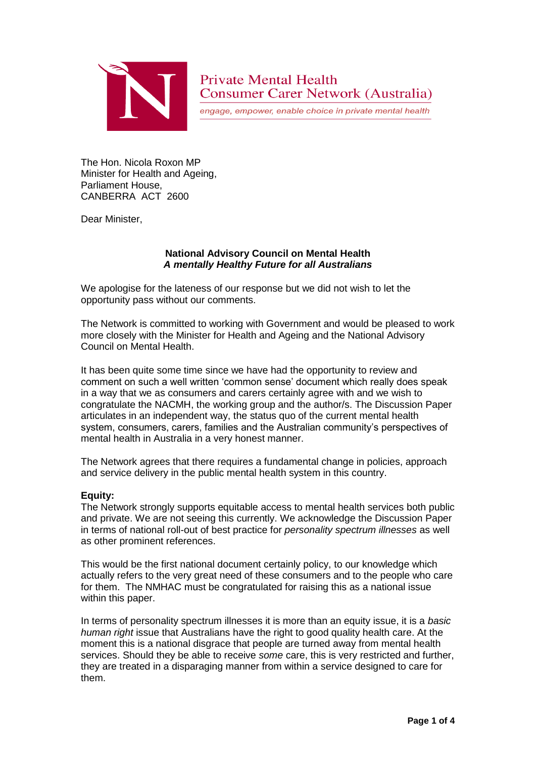Private Mental Health
Consumer Carer Network (Australia)

*engage, empower, enable choice in private mental health*

The Hon. Nicola Roxon MP
Minister for Health and Ageing,
Parliament House,
CANBERRA ACT 2600

Dear Minister,

**National Advisory Council on Mental Health**
***A mentally Healthy Future for all Australians***

We apologise for the lateness of our response but we did not wish to let the opportunity pass without our comments.

The Network is committed to working with Government and would be pleased to work more closely with the Minister for Health and Ageing and the National Advisory Council on Mental Health.

It has been quite some time since we have had the opportunity to review and comment on such a well written 'common sense' document which really does speak in a way that we as consumers and carers certainly agree with and we wish to congratulate the NACMH, the working group and the author/s. The Discussion Paper articulates in an independent way, the status quo of the current mental health system, consumers, carers, families and the Australian community's perspectives of mental health in Australia in a very honest manner.

The Network agrees that there requires a fundamental change in policies, approach and service delivery in the public mental health system in this country.

**Equity:**
The Network strongly supports equitable access to mental health services both public and private. We are not seeing this currently. We acknowledge the Discussion Paper in terms of national roll-out of best practice for *personality spectrum illnesses* as well as other prominent references.

This would be the first national document certainly policy, to our knowledge which actually refers to the very great need of these consumers and to the people who care for them. The NMHAC must be congratulated for raising this as a national issue within this paper.

In terms of personality spectrum illnesses it is more than an equity issue, it is a *basic human right* issue that Australians have the right to good quality health care. At the moment this is a national disgrace that people are turned away from mental health services. Should they be able to receive *some* care, this is very restricted and further, they are treated in a disparaging manner from within a service designed to care for them.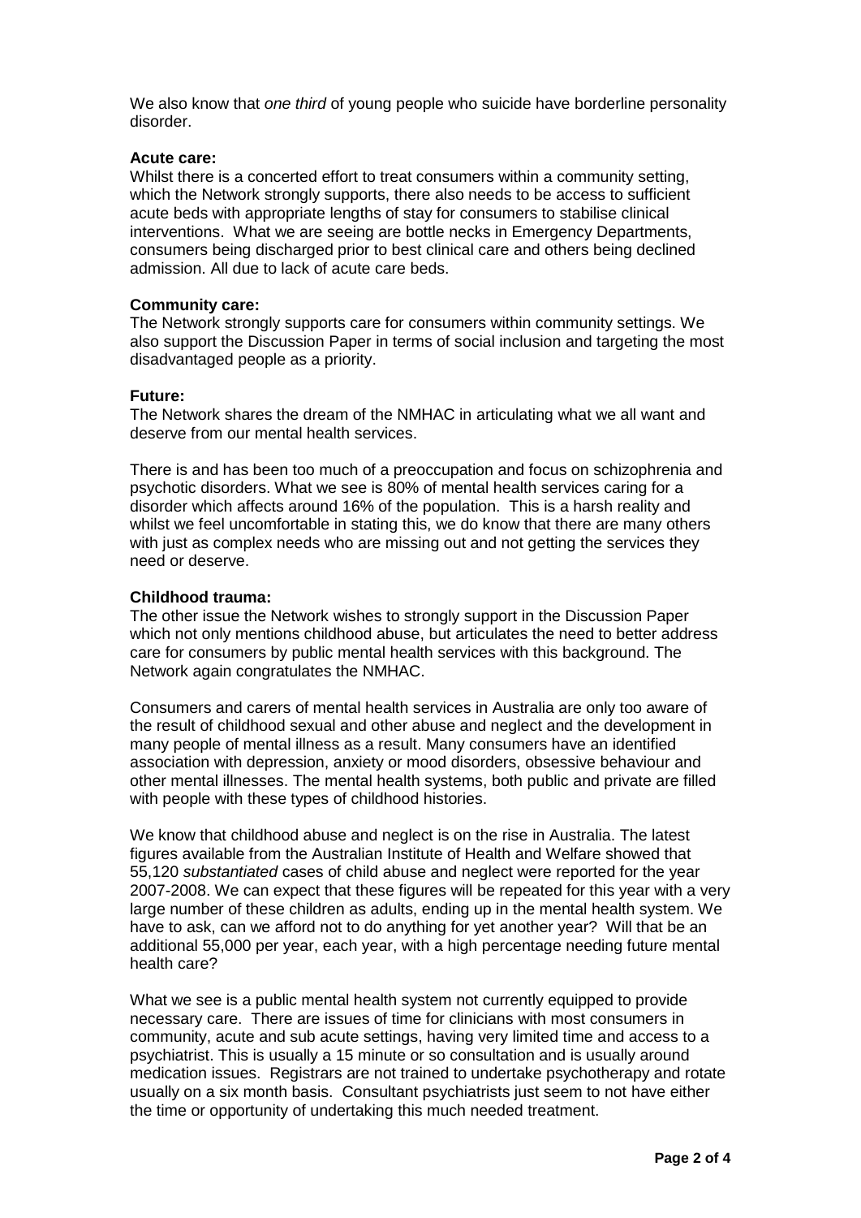We also know that *one third* of young people who suicide have borderline personality disorder.

**Acute care:**
Whilst there is a concerted effort to treat consumers within a community setting, which the Network strongly supports, there also needs to be access to sufficient acute beds with appropriate lengths of stay for consumers to stabilise clinical interventions. What we are seeing are bottle necks in Emergency Departments, consumers being discharged prior to best clinical care and others being declined admission. All due to lack of acute care beds.

**Community care:**
The Network strongly supports care for consumers within community settings. We also support the Discussion Paper in terms of social inclusion and targeting the most disadvantaged people as a priority.

**Future:**
The Network shares the dream of the NMHAC in articulating what we all want and deserve from our mental health services.

There is and has been too much of a preoccupation and focus on schizophrenia and psychotic disorders. What we see is 80% of mental health services caring for a disorder which affects around 16% of the population. This is a harsh reality and whilst we feel uncomfortable in stating this, we do know that there are many others with just as complex needs who are missing out and not getting the services they need or deserve.

**Childhood trauma:**
The other issue the Network wishes to strongly support in the Discussion Paper which not only mentions childhood abuse, but articulates the need to better address care for consumers by public mental health services with this background. The Network again congratulates the NMHAC.

Consumers and carers of mental health services in Australia are only too aware of the result of childhood sexual and other abuse and neglect and the development in many people of mental illness as a result. Many consumers have an identified association with depression, anxiety or mood disorders, obsessive behaviour and other mental illnesses. The mental health systems, both public and private are filled with people with these types of childhood histories.

We know that childhood abuse and neglect is on the rise in Australia. The latest figures available from the Australian Institute of Health and Welfare showed that 55,120 *substantiated* cases of child abuse and neglect were reported for the year 2007-2008. We can expect that these figures will be repeated for this year with a very large number of these children as adults, ending up in the mental health system. We have to ask, can we afford not to do anything for yet another year? Will that be an additional 55,000 per year, each year, with a high percentage needing future mental health care?

What we see is a public mental health system not currently equipped to provide necessary care. There are issues of time for clinicians with most consumers in community, acute and sub acute settings, having very limited time and access to a psychiatrist. This is usually a 15 minute or so consultation and is usually around medication issues. Registrars are not trained to undertake psychotherapy and rotate usually on a six month basis. Consultant psychiatrists just seem to not have either the time or opportunity of undertaking this much needed treatment.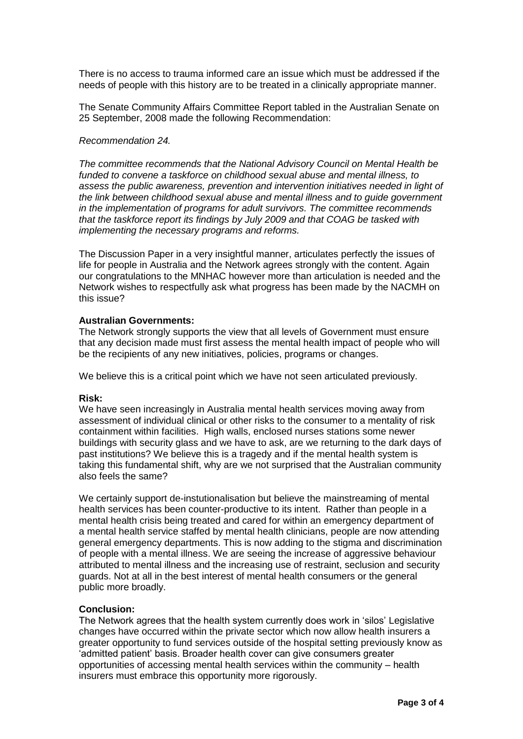There is no access to trauma informed care an issue which must be addressed if the needs of people with this history are to be treated in a clinically appropriate manner.

The Senate Community Affairs Committee Report tabled in the Australian Senate on 25 September, 2008 made the following Recommendation:

*Recommendation 24.*

*The committee recommends that the National Advisory Council on Mental Health be funded to convene a taskforce on childhood sexual abuse and mental illness, to assess the public awareness, prevention and intervention initiatives needed in light of the link between childhood sexual abuse and mental illness and to guide government in the implementation of programs for adult survivors. The committee recommends that the taskforce report its findings by July 2009 and that COAG be tasked with implementing the necessary programs and reforms.*

The Discussion Paper in a very insightful manner, articulates perfectly the issues of life for people in Australia and the Network agrees strongly with the content. Again our congratulations to the MNHAC however more than articulation is needed and the Network wishes to respectfully ask what progress has been made by the NACMH on this issue?

**Australian Governments:**

The Network strongly supports the view that all levels of Government must ensure that any decision made must first assess the mental health impact of people who will be the recipients of any new initiatives, policies, programs or changes.

We believe this is a critical point which we have not seen articulated previously.

**Risk:**

We have seen increasingly in Australia mental health services moving away from assessment of individual clinical or other risks to the consumer to a mentality of risk containment within facilities. High walls, enclosed nurses stations some newer buildings with security glass and we have to ask, are we returning to the dark days of past institutions? We believe this is a tragedy and if the mental health system is taking this fundamental shift, why are we not surprised that the Australian community also feels the same?

We certainly support de-instutionalisation but believe the mainstreaming of mental health services has been counter-productive to its intent. Rather than people in a mental health crisis being treated and cared for within an emergency department of a mental health service staffed by mental health clinicians, people are now attending general emergency departments. This is now adding to the stigma and discrimination of people with a mental illness. We are seeing the increase of aggressive behaviour attributed to mental illness and the increasing use of restraint, seclusion and security guards. Not at all in the best interest of mental health consumers or the general public more broadly.

**Conclusion:**

The Network agrees that the health system currently does work in 'silos' Legislative changes have occurred within the private sector which now allow health insurers a greater opportunity to fund services outside of the hospital setting previously know as 'admitted patient' basis. Broader health cover can give consumers greater opportunities of accessing mental health services within the community – health insurers must embrace this opportunity more rigorously.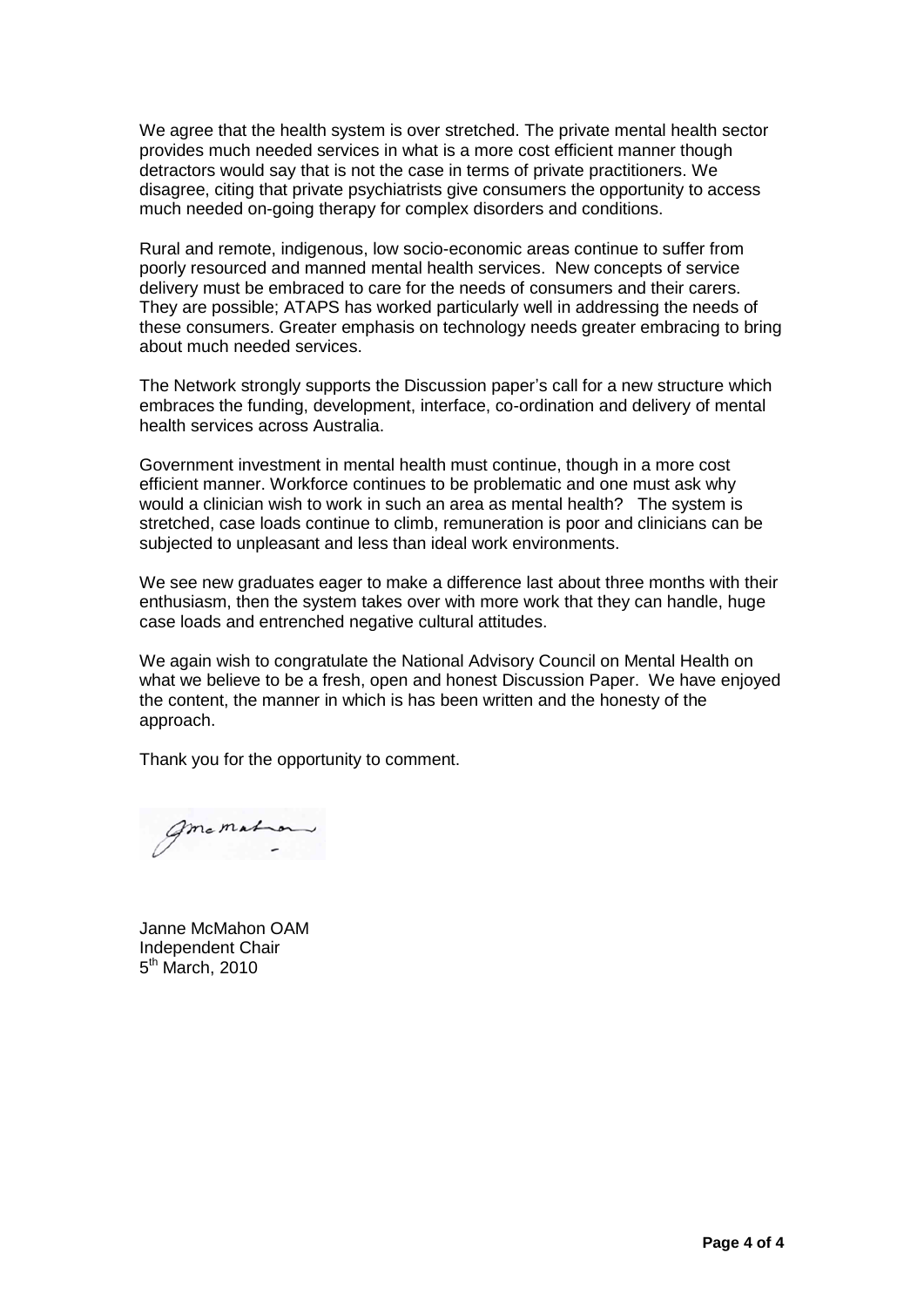We agree that the health system is over stretched. The private mental health sector provides much needed services in what is a more cost efficient manner though detractors would say that is not the case in terms of private practitioners. We disagree, citing that private psychiatrists give consumers the opportunity to access much needed on-going therapy for complex disorders and conditions.

Rural and remote, indigenous, low socio-economic areas continue to suffer from poorly resourced and manned mental health services. New concepts of service delivery must be embraced to care for the needs of consumers and their carers. They are possible; ATAPS has worked particularly well in addressing the needs of these consumers. Greater emphasis on technology needs greater embracing to bring about much needed services.

The Network strongly supports the Discussion paper's call for a new structure which embraces the funding, development, interface, co-ordination and delivery of mental health services across Australia.

Government investment in mental health must continue, though in a more cost efficient manner. Workforce continues to be problematic and one must ask why would a clinician wish to work in such an area as mental health? The system is stretched, case loads continue to climb, remuneration is poor and clinicians can be subjected to unpleasant and less than ideal work environments.

We see new graduates eager to make a difference last about three months with their enthusiasm, then the system takes over with more work that they can handle, huge case loads and entrenched negative cultural attitudes.

We again wish to congratulate the National Advisory Council on Mental Health on what we believe to be a fresh, open and honest Discussion Paper. We have enjoyed the content, the manner in which is has been written and the honesty of the approach.

Thank you for the opportunity to comment.

Janne McMahon OAM
Independent Chair
5th March, 2010